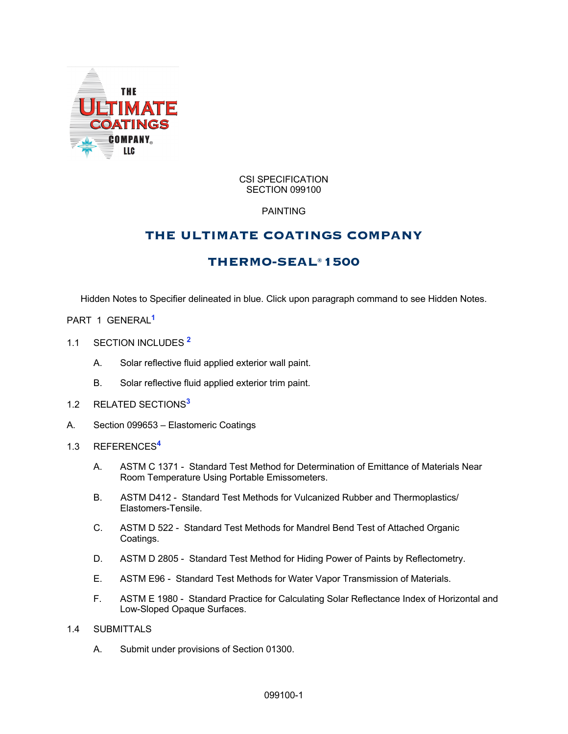CSI SPECIFICATION
SECTION 099100

PAINTING

## THE ULTIMATE COATINGS COMPANY

## THERMO-SEAL® 1500

Hidden Notes to Specifier delineated in blue. Click upon paragraph command to see Hidden Notes.

# PART 1 GENERAL[1]

## 1.1 SECTION INCLUDES [2]

A. Solar reflective fluid applied exterior wall paint.

B. Solar reflective fluid applied exterior trim paint.

## 1.2 RELATED SECTIONS[3]

A. Section 099653 – Elastomeric Coatings

## 1.3 REFERENCES[4]

A. ASTM C 1371 - Standard Test Method for Determination of Emittance of Materials Near Room Temperature Using Portable Emissometers.

B. ASTM D412 - Standard Test Methods for Vulcanized Rubber and Thermoplastics/ Elastomers-Tensile.

C. ASTM D 522 - Standard Test Methods for Mandrel Bend Test of Attached Organic Coatings.

D. ASTM D 2805 - Standard Test Method for Hiding Power of Paints by Reflectometry.

E. ASTM E96 - Standard Test Methods for Water Vapor Transmission of Materials.

F. ASTM E 1980 - Standard Practice for Calculating Solar Reflectance Index of Horizontal and Low-Sloped Opaque Surfaces.

## 1.4 SUBMITTALS

A. Submit under provisions of Section 01300.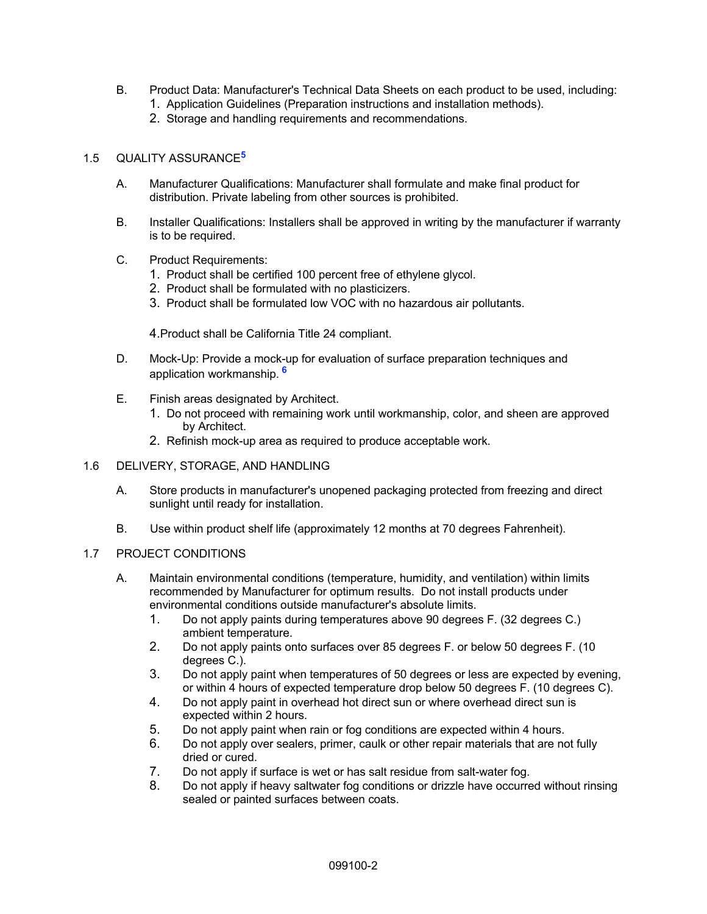B. Product Data: Manufacturer's Technical Data Sheets on each product to be used, including:
  1. Application Guidelines (Preparation instructions and installation methods).
  2. Storage and handling requirements and recommendations.

## 1.5 QUALITY ASSURANCE[5]

A. Manufacturer Qualifications: Manufacturer shall formulate and make final product for distribution. Private labeling from other sources is prohibited.

B. Installer Qualifications: Installers shall be approved in writing by the manufacturer if warranty is to be required.

C. Product Requirements:
  1. Product shall be certified 100 percent free of ethylene glycol.
  2. Product shall be formulated with no plasticizers.
  3. Product shall be formulated low VOC with no hazardous air pollutants.
  4. Product shall be California Title 24 compliant.

D. Mock-Up: Provide a mock-up for evaluation of surface preparation techniques and application workmanship. [6]

E. Finish areas designated by Architect.
  1. Do not proceed with remaining work until workmanship, color, and sheen are approved by Architect.
  2. Refinish mock-up area as required to produce acceptable work.

## 1.6 DELIVERY, STORAGE, AND HANDLING

A. Store products in manufacturer's unopened packaging protected from freezing and direct sunlight until ready for installation.

B. Use within product shelf life (approximately 12 months at 70 degrees Fahrenheit).

## 1.7 PROJECT CONDITIONS

A. Maintain environmental conditions (temperature, humidity, and ventilation) within limits recommended by Manufacturer for optimum results. Do not install products under environmental conditions outside manufacturer's absolute limits.
  1. Do not apply paints during temperatures above 90 degrees F. (32 degrees C.) ambient temperature.
  2. Do not apply paints onto surfaces over 85 degrees F. or below 50 degrees F. (10 degrees C.).
  3. Do not apply paint when temperatures of 50 degrees or less are expected by evening, or within 4 hours of expected temperature drop below 50 degrees F. (10 degrees C).
  4. Do not apply paint in overhead hot direct sun or where overhead direct sun is expected within 2 hours.
  5. Do not apply paint when rain or fog conditions are expected within 4 hours.
  6. Do not apply over sealers, primer, caulk or other repair materials that are not fully dried or cured.
  7. Do not apply if surface is wet or has salt residue from salt-water fog.
  8. Do not apply if heavy saltwater fog conditions or drizzle have occurred without rinsing sealed or painted surfaces between coats.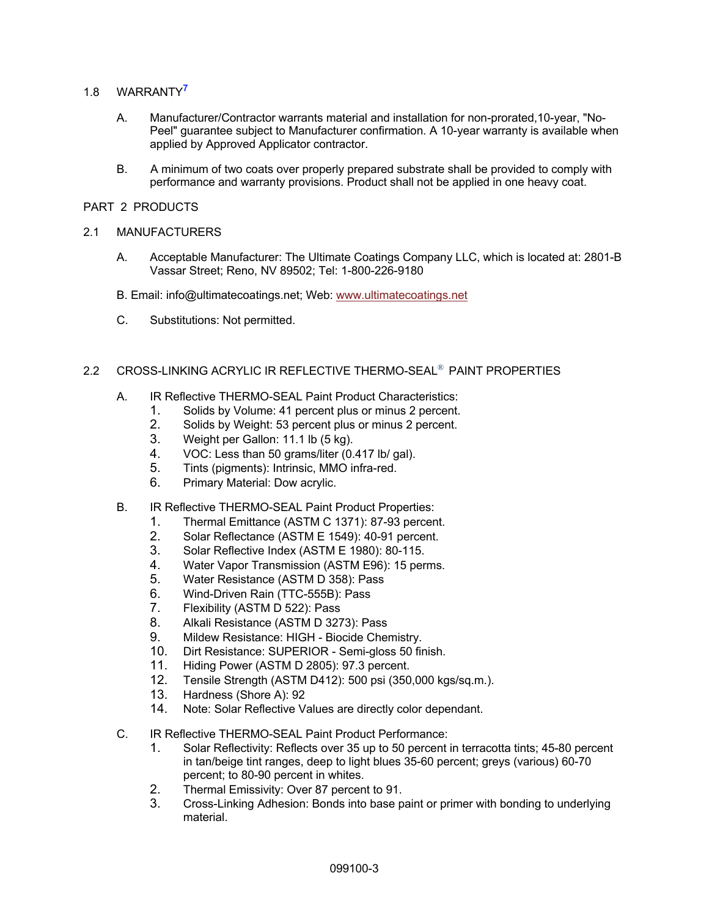## 1.8 WARRANTY[7]

A. Manufacturer/Contractor warrants material and installation for non-prorated,10-year, "No-Peel" guarantee subject to Manufacturer confirmation. A 10-year warranty is available when applied by Approved Applicator contractor.

B. A minimum of two coats over properly prepared substrate shall be provided to comply with performance and warranty provisions. Product shall not be applied in one heavy coat.

# PART 2 PRODUCTS

## 2.1 MANUFACTURERS

A. Acceptable Manufacturer: The Ultimate Coatings Company LLC, which is located at: 2801-B Vassar Street; Reno, NV 89502; Tel: 1-800-226-9180

B. Email: info@ultimatecoatings.net; Web: www.ultimatecoatings.net

C. Substitutions: Not permitted.

## 2.2 CROSS-LINKING ACRYLIC IR REFLECTIVE THERMO-SEAL® PAINT PROPERTIES

A. IR Reflective THERMO-SEAL Paint Product Characteristics:
   1. Solids by Volume: 41 percent plus or minus 2 percent.
   2. Solids by Weight: 53 percent plus or minus 2 percent.
   3. Weight per Gallon: 11.1 lb (5 kg).
   4. VOC: Less than 50 grams/liter (0.417 lb/ gal).
   5. Tints (pigments): Intrinsic, MMO infra-red.
   6. Primary Material: Dow acrylic.

B. IR Reflective THERMO-SEAL Paint Product Properties:
   1. Thermal Emittance (ASTM C 1371): 87-93 percent.
   2. Solar Reflectance (ASTM E 1549): 40-91 percent.
   3. Solar Reflective Index (ASTM E 1980): 80-115.
   4. Water Vapor Transmission (ASTM E96): 15 perms.
   5. Water Resistance (ASTM D 358): Pass
   6. Wind-Driven Rain (TTC-555B): Pass
   7. Flexibility (ASTM D 522): Pass
   8. Alkali Resistance (ASTM D 3273): Pass
   9. Mildew Resistance: HIGH - Biocide Chemistry.
   10. Dirt Resistance: SUPERIOR - Semi-gloss 50 finish.
   11. Hiding Power (ASTM D 2805): 97.3 percent.
   12. Tensile Strength (ASTM D412): 500 psi (350,000 kgs/sq.m.).
   13. Hardness (Shore A): 92
   14. Note: Solar Reflective Values are directly color dependant.

C. IR Reflective THERMO-SEAL Paint Product Performance:
   1. Solar Reflectivity: Reflects over 35 up to 50 percent in terracotta tints; 45-80 percent in tan/beige tint ranges, deep to light blues 35-60 percent; greys (various) 60-70 percent; to 80-90 percent in whites.
   2. Thermal Emissivity: Over 87 percent to 91.
   3. Cross-Linking Adhesion: Bonds into base paint or primer with bonding to underlying material.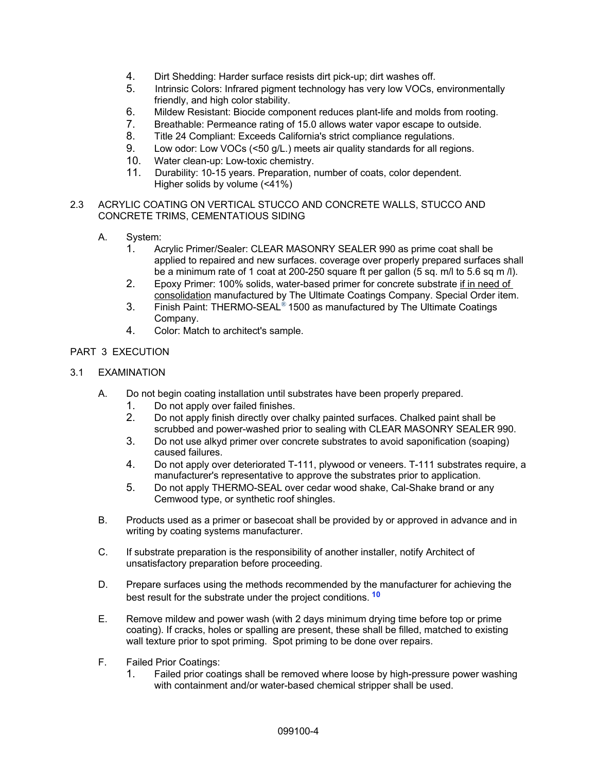4. Dirt Shedding: Harder surface resists dirt pick-up; dirt washes off.
5. Intrinsic Colors: Infrared pigment technology has very low VOCs, environmentally friendly, and high color stability.
6. Mildew Resistant: Biocide component reduces plant-life and molds from rooting.
7. Breathable: Permeance rating of 15.0 allows water vapor escape to outside.
8. Title 24 Compliant: Exceeds California's strict compliance regulations.
9. Low odor: Low VOCs (<50 g/L.) meets air quality standards for all regions.
10. Water clean-up: Low-toxic chemistry.
11. Durability: 10-15 years. Preparation, number of coats, color dependent. Higher solids by volume (<41%)

## 2.3 ACRYLIC COATING ON VERTICAL STUCCO AND CONCRETE WALLS, STUCCO AND CONCRETE TRIMS, CEMENTATIOUS SIDING

A. System:
   1. Acrylic Primer/Sealer: CLEAR MASONRY SEALER 990 as prime coat shall be applied to repaired and new surfaces. coverage over properly prepared surfaces shall be a minimum rate of 1 coat at 200-250 square ft per gallon (5 sq. m/l to 5.6 sq m /l).
   2. Epoxy Primer: 100% solids, water-based primer for concrete substrate <u>if in need of consolidation</u> manufactured by The Ultimate Coatings Company. Special Order item.
   3. Finish Paint: THERMO-SEAL® 1500 as manufactured by The Ultimate Coatings Company.
   4. Color: Match to architect's sample.

# PART 3 EXECUTION

## 3.1 EXAMINATION

A. Do not begin coating installation until substrates have been properly prepared.
   1. Do not apply over failed finishes.
   2. Do not apply finish directly over chalky painted surfaces. Chalked paint shall be scrubbed and power-washed prior to sealing with CLEAR MASONRY SEALER 990.
   3. Do not use alkyd primer over concrete substrates to avoid saponification (soaping) caused failures.
   4. Do not apply over deteriorated T-111, plywood or veneers. T-111 substrates require, a manufacturer's representative to approve the substrates prior to application.
   5. Do not apply THERMO-SEAL over cedar wood shake, Cal-Shake brand or any Cemwood type, or synthetic roof shingles.

B. Products used as a primer or basecoat shall be provided by or approved in advance and in writing by coating systems manufacturer.

C. If substrate preparation is the responsibility of another installer, notify Architect of unsatisfactory preparation before proceeding.

D. Prepare surfaces using the methods recommended by the manufacturer for achieving the best result for the substrate under the project conditions. [10]

E. Remove mildew and power wash (with 2 days minimum drying time before top or prime coating). If cracks, holes or spalling are present, these shall be filled, matched to existing wall texture prior to spot priming. Spot priming to be done over repairs.

F. Failed Prior Coatings:
   1. Failed prior coatings shall be removed where loose by high-pressure power washing with containment and/or water-based chemical stripper shall be used.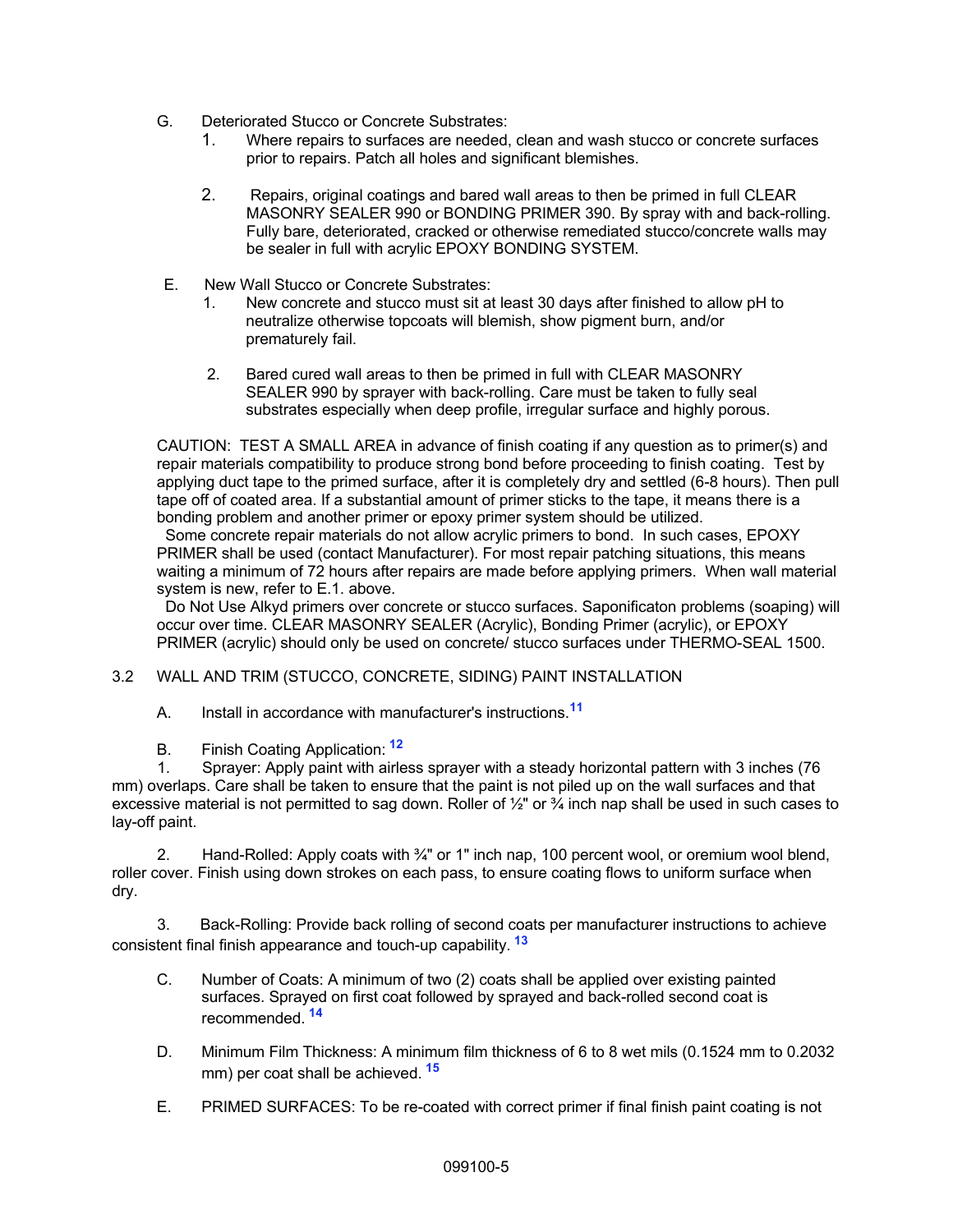G. Deteriorated Stucco or Concrete Substrates:

1. Where repairs to surfaces are needed, clean and wash stucco or concrete surfaces prior to repairs. Patch all holes and significant blemishes.

2. Repairs, original coatings and bared wall areas to then be primed in full CLEAR MASONRY SEALER 990 or BONDING PRIMER 390. By spray with and back-rolling. Fully bare, deteriorated, cracked or otherwise remediated stucco/concrete walls may be sealer in full with acrylic EPOXY BONDING SYSTEM.

E. New Wall Stucco or Concrete Substrates:

1. New concrete and stucco must sit at least 30 days after finished to allow pH to neutralize otherwise topcoats will blemish, show pigment burn, and/or prematurely fail.

2. Bared cured wall areas to then be primed in full with CLEAR MASONRY SEALER 990 by sprayer with back-rolling. Care must be taken to fully seal substrates especially when deep profile, irregular surface and highly porous.

CAUTION: TEST A SMALL AREA in advance of finish coating if any question as to primer(s) and repair materials compatibility to produce strong bond before proceeding to finish coating. Test by applying duct tape to the primed surface, after it is completely dry and settled (6-8 hours). Then pull tape off of coated area. If a substantial amount of primer sticks to the tape, it means there is a bonding problem and another primer or epoxy primer system should be utilized.

Some concrete repair materials do not allow acrylic primers to bond. In such cases, EPOXY PRIMER shall be used (contact Manufacturer). For most repair patching situations, this means waiting a minimum of 72 hours after repairs are made before applying primers. When wall material system is new, refer to E.1. above.

Do Not Use Alkyd primers over concrete or stucco surfaces. Saponificaton problems (soaping) will occur over time. CLEAR MASONRY SEALER (Acrylic), Bonding Primer (acrylic), or EPOXY PRIMER (acrylic) should only be used on concrete/ stucco surfaces under THERMO-SEAL 1500.

3.2 WALL AND TRIM (STUCCO, CONCRETE, SIDING) PAINT INSTALLATION

A. Install in accordance with manufacturer's instructions.[11]

B. Finish Coating Application: [12]

1. Sprayer: Apply paint with airless sprayer with a steady horizontal pattern with 3 inches (76 mm) overlaps. Care shall be taken to ensure that the paint is not piled up on the wall surfaces and that excessive material is not permitted to sag down. Roller of ½" or ¾ inch nap shall be used in such cases to lay-off paint.

2. Hand-Rolled: Apply coats with ¾" or 1" inch nap, 100 percent wool, or oremium wool blend, roller cover. Finish using down strokes on each pass, to ensure coating flows to uniform surface when dry.

3. Back-Rolling: Provide back rolling of second coats per manufacturer instructions to achieve consistent final finish appearance and touch-up capability. [13]

C. Number of Coats: A minimum of two (2) coats shall be applied over existing painted surfaces. Sprayed on first coat followed by sprayed and back-rolled second coat is recommended. [14]

D. Minimum Film Thickness: A minimum film thickness of 6 to 8 wet mils (0.1524 mm to 0.2032 mm) per coat shall be achieved. [15]

E. PRIMED SURFACES: To be re-coated with correct primer if final finish paint coating is not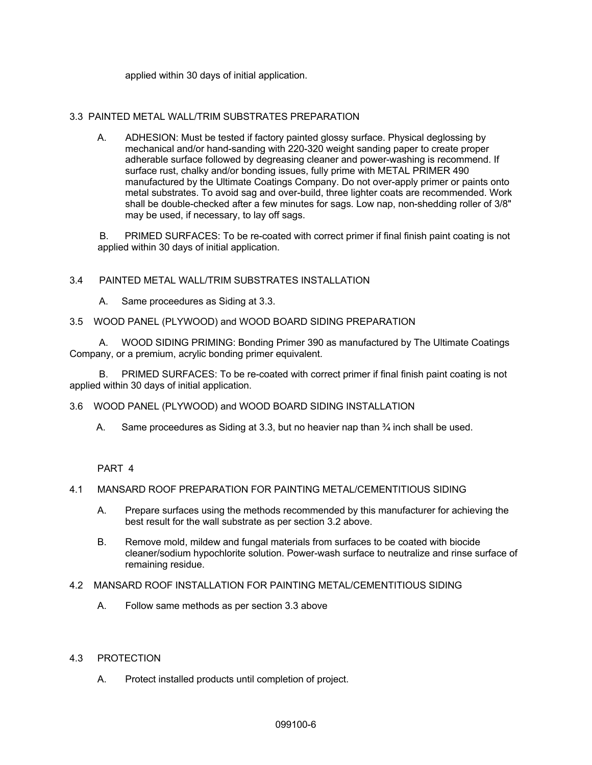applied within 30 days of initial application.

## 3.3 PAINTED METAL WALL/TRIM SUBSTRATES PREPARATION

A. ADHESION: Must be tested if factory painted glossy surface. Physical deglossing by mechanical and/or hand-sanding with 220-320 weight sanding paper to create proper adherable surface followed by degreasing cleaner and power-washing is recommend. If surface rust, chalky and/or bonding issues, fully prime with METAL PRIMER 490 manufactured by the Ultimate Coatings Company. Do not over-apply primer or paints onto metal substrates. To avoid sag and over-build, three lighter coats are recommended. Work shall be double-checked after a few minutes for sags. Low nap, non-shedding roller of 3/8" may be used, if necessary, to lay off sags.

B. PRIMED SURFACES: To be re-coated with correct primer if final finish paint coating is not applied within 30 days of initial application.

## 3.4 PAINTED METAL WALL/TRIM SUBSTRATES INSTALLATION

A. Same proceedures as Siding at 3.3.

## 3.5 WOOD PANEL (PLYWOOD) and WOOD BOARD SIDING PREPARATION

A. WOOD SIDING PRIMING: Bonding Primer 390 as manufactured by The Ultimate Coatings Company, or a premium, acrylic bonding primer equivalent.

B. PRIMED SURFACES: To be re-coated with correct primer if final finish paint coating is not applied within 30 days of initial application.

## 3.6 WOOD PANEL (PLYWOOD) and WOOD BOARD SIDING INSTALLATION

A. Same proceedures as Siding at 3.3, but no heavier nap than ¾ inch shall be used.

# PART 4

## 4.1 MANSARD ROOF PREPARATION FOR PAINTING METAL/CEMENTITIOUS SIDING

A. Prepare surfaces using the methods recommended by this manufacturer for achieving the best result for the wall substrate as per section 3.2 above.

B. Remove mold, mildew and fungal materials from surfaces to be coated with biocide cleaner/sodium hypochlorite solution. Power-wash surface to neutralize and rinse surface of remaining residue.

## 4.2 MANSARD ROOF INSTALLATION FOR PAINTING METAL/CEMENTITIOUS SIDING

A. Follow same methods as per section 3.3 above

## 4.3 PROTECTION

A. Protect installed products until completion of project.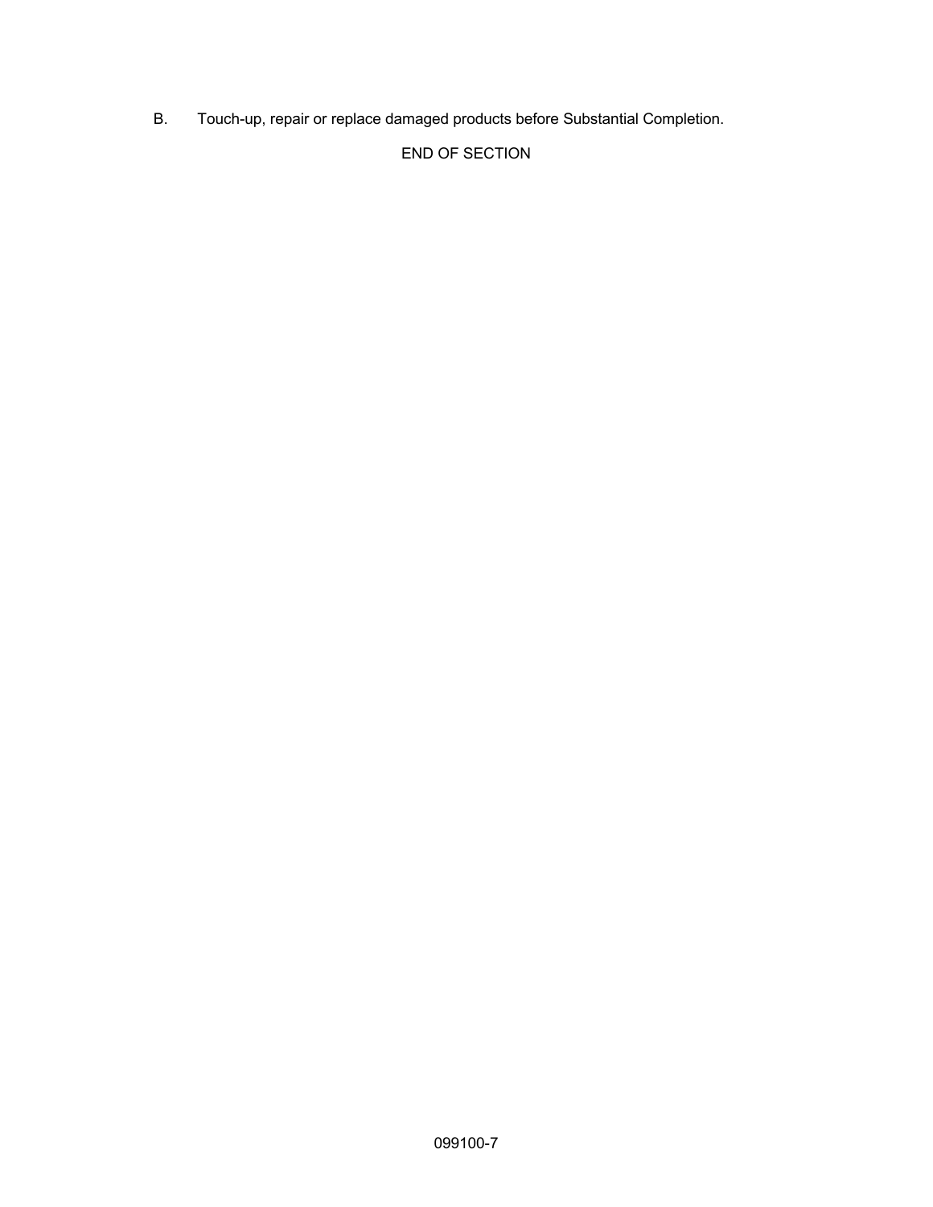B. Touch-up, repair or replace damaged products before Substantial Completion.

END OF SECTION